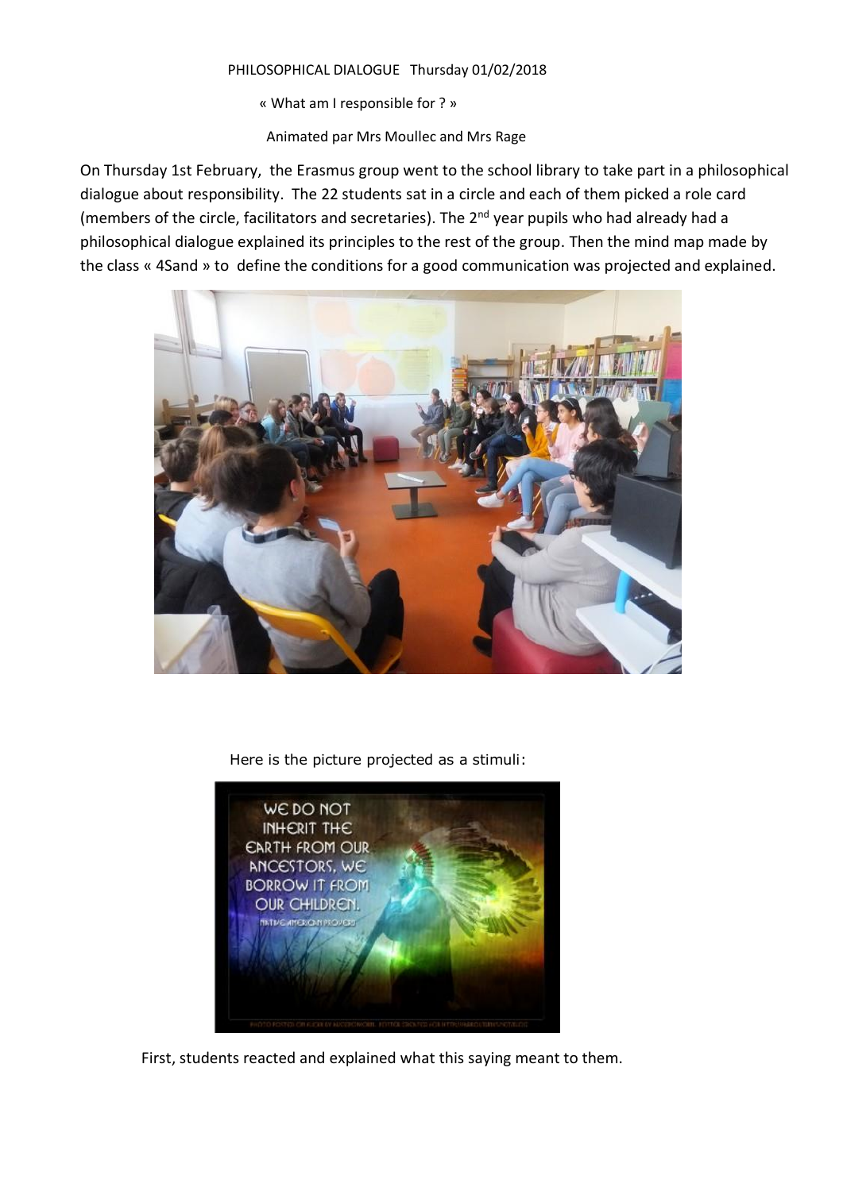PHILOSOPHICAL DIALOGUE Thursday 01/02/2018

« What am I responsible for ? »

Animated par Mrs Moullec and Mrs Rage

On Thursday 1st February, the Erasmus group went to the school library to take part in a philosophical dialogue about responsibility. The 22 students sat in a circle and each of them picked a role card (members of the circle, facilitators and secretaries). The 2nd year pupils who had already had a philosophical dialogue explained its principles to the rest of the group. Then the mind map made by the class « 4Sand » to define the conditions for a good communication was projected and explained.

Here is the picture projected as a stimuli:

First, students reacted and explained what this saying meant to them.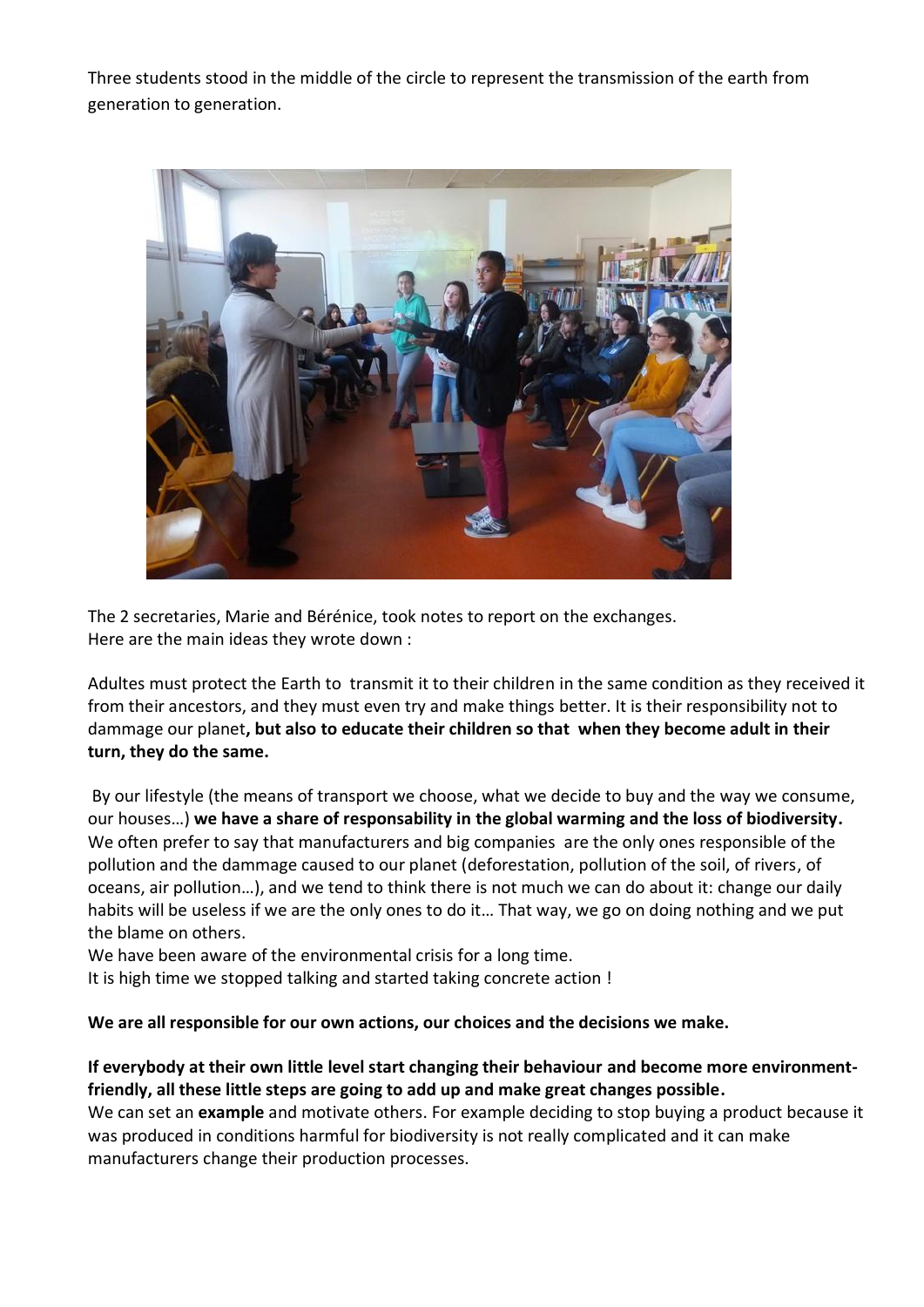Three students stood in the middle of the circle to represent the transmission of the earth from generation to generation.

The 2 secretaries, Marie and Bérénice, took notes to report on the exchanges.
Here are the main ideas they wrote down :

Adultes must protect the Earth to transmit it to their children in the same condition as they received it from their ancestors, and they must even try and make things better. It is their responsibility not to dammage our planet**, but also to educate their children so that when they become adult in their turn, they do the same.**

By our lifestyle (the means of transport we choose, what we decide to buy and the way we consume, our houses…) **we have a share of responsability in the global warming and the loss of biodiversity.** We often prefer to say that manufacturers and big companies are the only ones responsible of the pollution and the dammage caused to our planet (deforestation, pollution of the soil, of rivers, of oceans, air pollution…), and we tend to think there is not much we can do about it: change our daily habits will be useless if we are the only ones to do it… That way, we go on doing nothing and we put the blame on others.
We have been aware of the environmental crisis for a long time.
It is high time we stopped talking and started taking concrete action !

**We are all responsible for our own actions, our choices and the decisions we make.**

**If everybody at their own little level start changing their behaviour and become more environment-friendly, all these little steps are going to add up and make great changes possible.**
We can set an **example** and motivate others. For example deciding to stop buying a product because it was produced in conditions harmful for biodiversity is not really complicated and it can make manufacturers change their production processes.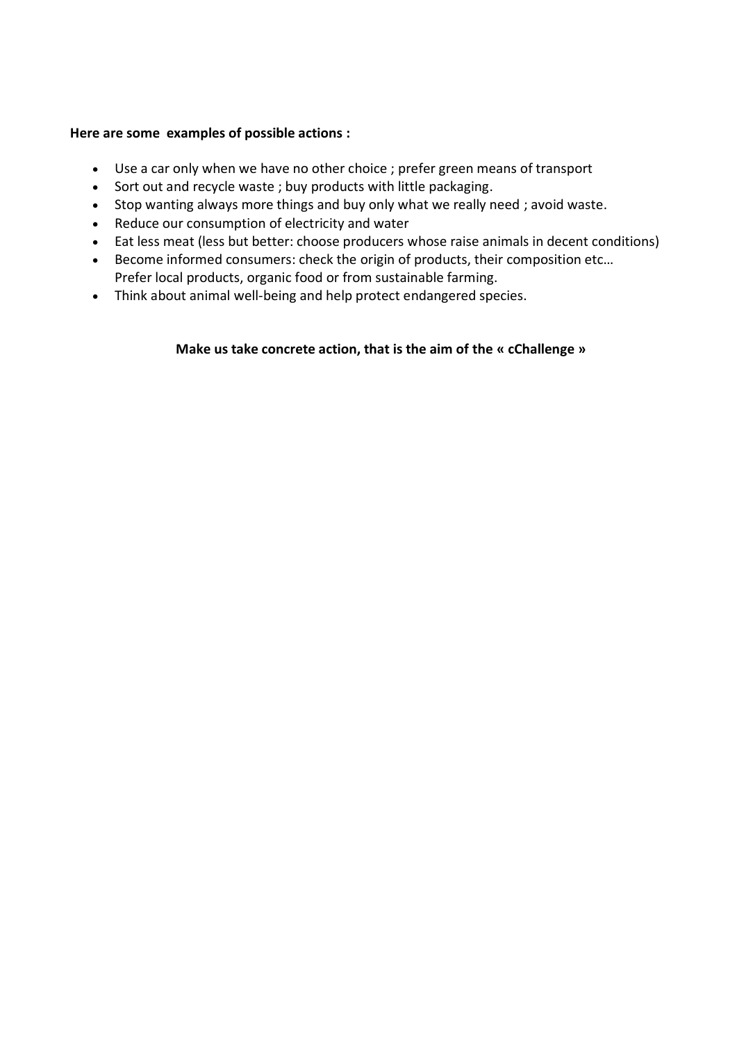**Here are some examples of possible actions :**

- Use a car only when we have no other choice ; prefer green means of transport
- Sort out and recycle waste ; buy products with little packaging.
- Stop wanting always more things and buy only what we really need ; avoid waste.
- Reduce our consumption of electricity and water
- Eat less meat (less but better: choose producers whose raise animals in decent conditions)
- Become informed consumers: check the origin of products, their composition etc… Prefer local products, organic food or from sustainable farming.
- Think about animal well-being and help protect endangered species.

**Make us take concrete action, that is the aim of the « cChallenge »**